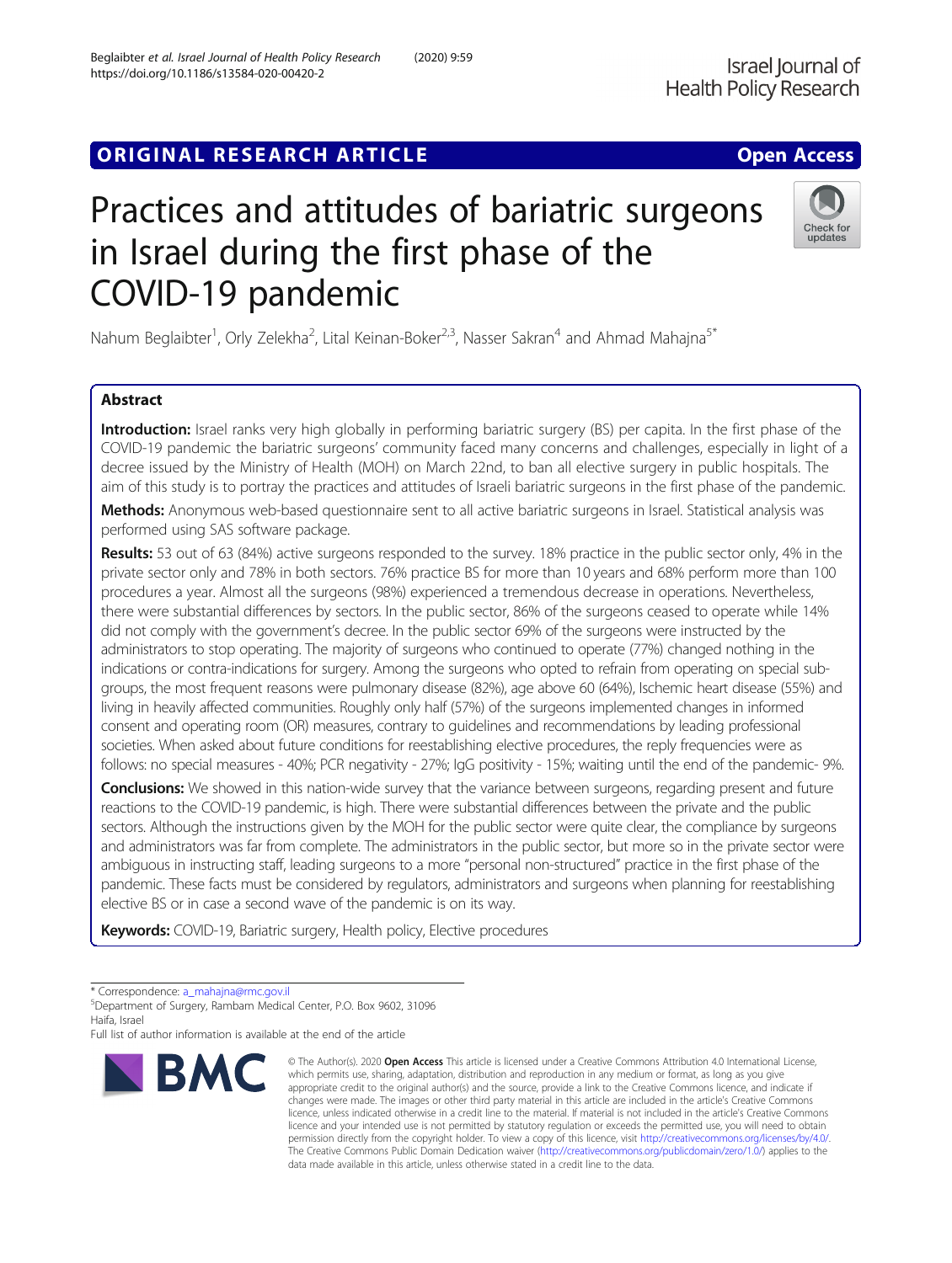ORIGINAL RESEARCH ARTICLE

Open Access

# Practices and attitudes of bariatric surgeons in Israel during the first phase of the COVID-19 pandemic

Nahum Beglaibter[1], Orly Zelekha[2], Lital Keinan-Boker[2,3], Nasser Sakran[4] and Ahmad Mahajna[5*]

## Abstract

**Introduction:** Israel ranks very high globally in performing bariatric surgery (BS) per capita. In the first phase of the COVID-19 pandemic the bariatric surgeons' community faced many concerns and challenges, especially in light of a decree issued by the Ministry of Health (MOH) on March 22nd, to ban all elective surgery in public hospitals. The aim of this study is to portray the practices and attitudes of Israeli bariatric surgeons in the first phase of the pandemic.

**Methods:** Anonymous web-based questionnaire sent to all active bariatric surgeons in Israel. Statistical analysis was performed using SAS software package.

**Results:** 53 out of 63 (84%) active surgeons responded to the survey. 18% practice in the public sector only, 4% in the private sector only and 78% in both sectors. 76% practice BS for more than 10 years and 68% perform more than 100 procedures a year. Almost all the surgeons (98%) experienced a tremendous decrease in operations. Nevertheless, there were substantial differences by sectors. In the public sector, 86% of the surgeons ceased to operate while 14% did not comply with the government's decree. In the public sector 69% of the surgeons were instructed by the administrators to stop operating. The majority of surgeons who continued to operate (77%) changed nothing in the indications or contra-indications for surgery. Among the surgeons who opted to refrain from operating on special sub-groups, the most frequent reasons were pulmonary disease (82%), age above 60 (64%), Ischemic heart disease (55%) and living in heavily affected communities. Roughly only half (57%) of the surgeons implemented changes in informed consent and operating room (OR) measures, contrary to guidelines and recommendations by leading professional societies. When asked about future conditions for reestablishing elective procedures, the reply frequencies were as follows: no special measures - 40%; PCR negativity - 27%; IgG positivity - 15%; waiting until the end of the pandemic- 9%.

**Conclusions:** We showed in this nation-wide survey that the variance between surgeons, regarding present and future reactions to the COVID-19 pandemic, is high. There were substantial differences between the private and the public sectors. Although the instructions given by the MOH for the public sector were quite clear, the compliance by surgeons and administrators was far from complete. The administrators in the public sector, but more so in the private sector were ambiguous in instructing staff, leading surgeons to a more "personal non-structured" practice in the first phase of the pandemic. These facts must be considered by regulators, administrators and surgeons when planning for reestablishing elective BS or in case a second wave of the pandemic is on its way.

**Keywords:** COVID-19, Bariatric surgery, Health policy, Elective procedures

---

* Correspondence: a_mahajna@rmc.gov.il
[5]Department of Surgery, Rambam Medical Center, P.O. Box 9602, 31096 Haifa, Israel
Full list of author information is available at the end of the article

© The Author(s). 2020 **Open Access** This article is licensed under a Creative Commons Attribution 4.0 International License, which permits use, sharing, adaptation, distribution and reproduction in any medium or format, as long as you give appropriate credit to the original author(s) and the source, provide a link to the Creative Commons licence, and indicate if changes were made. The images or other third party material in this article are included in the article's Creative Commons licence, unless indicated otherwise in a credit line to the material. If material is not included in the article's Creative Commons licence and your intended use is not permitted by statutory regulation or exceeds the permitted use, you will need to obtain permission directly from the copyright holder. To view a copy of this licence, visit http://creativecommons.org/licenses/by/4.0/. The Creative Commons Public Domain Dedication waiver (http://creativecommons.org/publicdomain/zero/1.0/) applies to the data made available in this article, unless otherwise stated in a credit line to the data.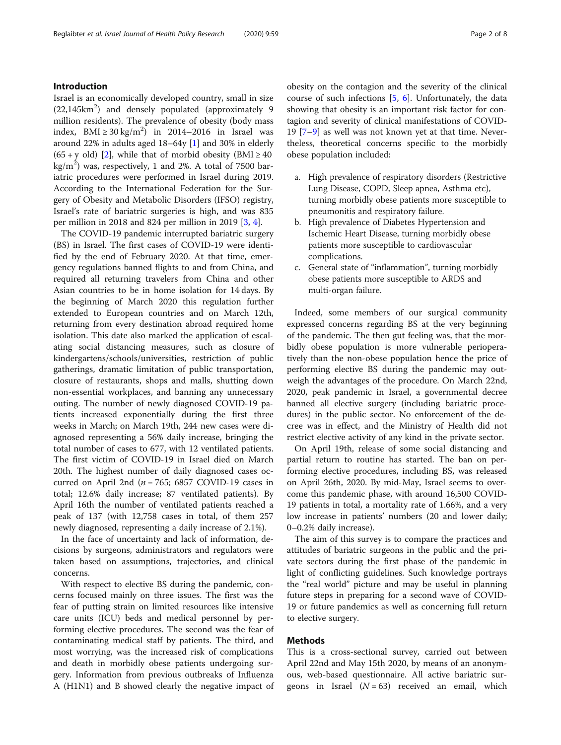## Introduction

Israel is an economically developed country, small in size ($22{,}145 km^2$) and densely populated (approximately 9 million residents). The prevalence of obesity (body mass index, $BMI \geq 30 kg/m^2$) in 2014–2016 in Israel was around 22% in adults aged 18–64y [1] and 30% in elderly (65 + y old) [2], while that of morbid obesity ($BMI \geq 40 kg/m^2$) was, respectively, 1 and 2%. A total of 7500 bariatric procedures were performed in Israel during 2019. According to the International Federation for the Surgery of Obesity and Metabolic Disorders (IFSO) registry, Israel's rate of bariatric surgeries is high, and was 835 per million in 2018 and 824 per million in 2019 [3, 4].

The COVID-19 pandemic interrupted bariatric surgery (BS) in Israel. The first cases of COVID-19 were identified by the end of February 2020. At that time, emergency regulations banned flights to and from China, and required all returning travelers from China and other Asian countries to be in home isolation for 14 days. By the beginning of March 2020 this regulation further extended to European countries and on March 12th, returning from every destination abroad required home isolation. This date also marked the application of escalating social distancing measures, such as closure of kindergartens/schools/universities, restriction of public gatherings, dramatic limitation of public transportation, closure of restaurants, shops and malls, shutting down non-essential workplaces, and banning any unnecessary outing. The number of newly diagnosed COVID-19 patients increased exponentially during the first three weeks in March; on March 19th, 244 new cases were diagnosed representing a 56% daily increase, bringing the total number of cases to 677, with 12 ventilated patients. The first victim of COVID-19 in Israel died on March 20th. The highest number of daily diagnosed cases occurred on April 2nd ($n = 765$; 6857 COVID-19 cases in total; 12.6% daily increase; 87 ventilated patients). By April 16th the number of ventilated patients reached a peak of 137 (with 12,758 cases in total, of them 257 newly diagnosed, representing a daily increase of 2.1%).

In the face of uncertainty and lack of information, decisions by surgeons, administrators and regulators were taken based on assumptions, trajectories, and clinical concerns.

With respect to elective BS during the pandemic, concerns focused mainly on three issues. The first was the fear of putting strain on limited resources like intensive care units (ICU) beds and medical personnel by performing elective procedures. The second was the fear of contaminating medical staff by patients. The third, and most worrying, was the increased risk of complications and death in morbidly obese patients undergoing surgery. Information from previous outbreaks of Influenza A (H1N1) and B showed clearly the negative impact of obesity on the contagion and the severity of the clinical course of such infections [5, 6]. Unfortunately, the data showing that obesity is an important risk factor for contagion and severity of clinical manifestations of COVID-19 [7–9] as well was not known yet at that time. Nevertheless, theoretical concerns specific to the morbidly obese population included:

a. High prevalence of respiratory disorders (Restrictive Lung Disease, COPD, Sleep apnea, Asthma etc), turning morbidly obese patients more susceptible to pneumonitis and respiratory failure.
b. High prevalence of Diabetes Hypertension and Ischemic Heart Disease, turning morbidly obese patients more susceptible to cardiovascular complications.
c. General state of "inflammation", turning morbidly obese patients more susceptible to ARDS and multi-organ failure.

Indeed, some members of our surgical community expressed concerns regarding BS at the very beginning of the pandemic. The then gut feeling was, that the morbidly obese population is more vulnerable perioperatively than the non-obese population hence the price of performing elective BS during the pandemic may outweigh the advantages of the procedure. On March 22nd, 2020, peak pandemic in Israel, a governmental decree banned all elective surgery (including bariatric procedures) in the public sector. No enforcement of the decree was in effect, and the Ministry of Health did not restrict elective activity of any kind in the private sector.

On April 19th, release of some social distancing and partial return to routine has started. The ban on performing elective procedures, including BS, was released on April 26th, 2020. By mid-May, Israel seems to overcome this pandemic phase, with around 16,500 COVID-19 patients in total, a mortality rate of 1.66%, and a very low increase in patients' numbers (20 and lower daily; 0–0.2% daily increase).

The aim of this survey is to compare the practices and attitudes of bariatric surgeons in the public and the private sectors during the first phase of the pandemic in light of conflicting guidelines. Such knowledge portrays the "real world" picture and may be useful in planning future steps in preparing for a second wave of COVID-19 or future pandemics as well as concerning full return to elective surgery.

## Methods

This is a cross-sectional survey, carried out between April 22nd and May 15th 2020, by means of an anonymous, web-based questionnaire. All active bariatric surgeons in Israel ($N = 63$) received an email, which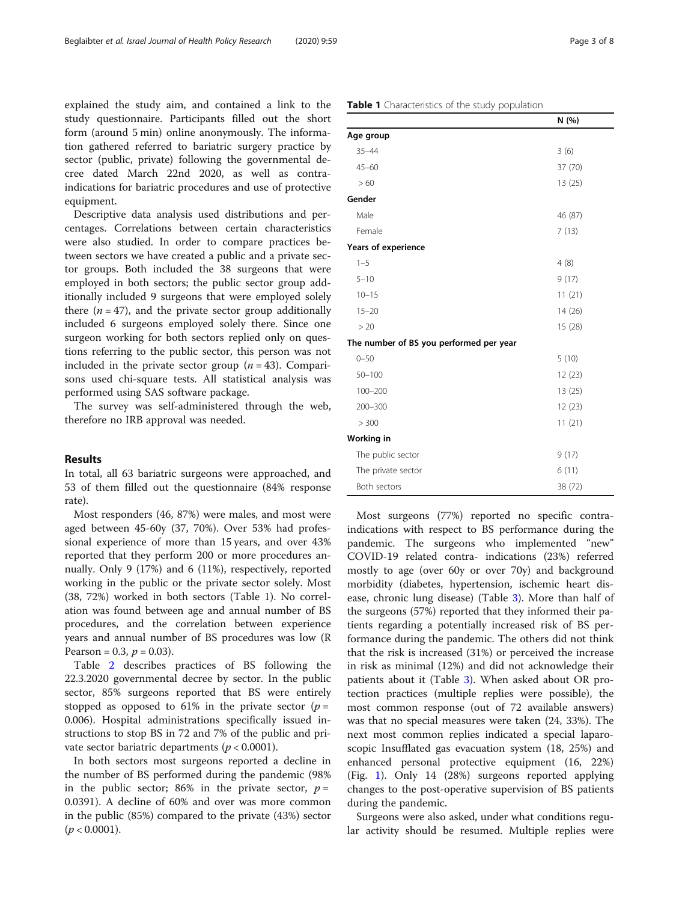explained the study aim, and contained a link to the study questionnaire. Participants filled out the short form (around 5 min) online anonymously. The information gathered referred to bariatric surgery practice by sector (public, private) following the governmental decree dated March 22nd 2020, as well as contra-indications for bariatric procedures and use of protective equipment.

Descriptive data analysis used distributions and percentages. Correlations between certain characteristics were also studied. In order to compare practices between sectors we have created a public and a private sector groups. Both included the 38 surgeons that were employed in both sectors; the public sector group additionally included 9 surgeons that were employed solely there ($n = 47$), and the private sector group additionally included 6 surgeons employed solely there. Since one surgeon working for both sectors replied only on questions referring to the public sector, this person was not included in the private sector group ($n = 43$). Comparisons used chi-square tests. All statistical analysis was performed using SAS software package.

The survey was self-administered through the web, therefore no IRB approval was needed.

## Results

In total, all 63 bariatric surgeons were approached, and 53 of them filled out the questionnaire (84% response rate).

Most responders (46, 87%) were males, and most were aged between 45-60y (37, 70%). Over 53% had professional experience of more than 15 years, and over 43% reported that they perform 200 or more procedures annually. Only 9 (17%) and 6 (11%), respectively, reported working in the public or the private sector solely. Most (38, 72%) worked in both sectors (Table 1). No correlation was found between age and annual number of BS procedures, and the correlation between experience years and annual number of BS procedures was low (R Pearson = 0.3, $p = 0.03$).

Table 2 describes practices of BS following the 22.3.2020 governmental decree by sector. In the public sector, 85% surgeons reported that BS were entirely stopped as opposed to 61% in the private sector ($p = 0.006$). Hospital administrations specifically issued instructions to stop BS in 72 and 7% of the public and private sector bariatric departments ($p < 0.0001$).

In both sectors most surgeons reported a decline in the number of BS performed during the pandemic (98% in the public sector; 86% in the private sector, $p = 0.0391$). A decline of 60% and over was more common in the public (85%) compared to the private (43%) sector ($p < 0.0001$).

**Table 1** Characteristics of the study population

| | N (%) |
|---|---|
| **Age group** | |
| 35–44 | 3 (6) |
| 45–60 | 37 (70) |
| > 60 | 13 (25) |
| **Gender** | |
| Male | 46 (87) |
| Female | 7 (13) |
| **Years of experience** | |
| 1–5 | 4 (8) |
| 5–10 | 9 (17) |
| 10–15 | 11 (21) |
| 15–20 | 14 (26) |
| > 20 | 15 (28) |
| **The number of BS you performed per year** | |
| 0–50 | 5 (10) |
| 50–100 | 12 (23) |
| 100–200 | 13 (25) |
| 200–300 | 12 (23) |
| > 300 | 11 (21) |
| **Working in** | |
| The public sector | 9 (17) |
| The private sector | 6 (11) |
| Both sectors | 38 (72) |

Most surgeons (77%) reported no specific contra-indications with respect to BS performance during the pandemic. The surgeons who implemented "new" COVID-19 related contra- indications (23%) referred mostly to age (over 60y or over 70y) and background morbidity (diabetes, hypertension, ischemic heart disease, chronic lung disease) (Table 3). More than half of the surgeons (57%) reported that they informed their patients regarding a potentially increased risk of BS performance during the pandemic. The others did not think that the risk is increased (31%) or perceived the increase in risk as minimal (12%) and did not acknowledge their patients about it (Table 3). When asked about OR protection practices (multiple replies were possible), the most common response (out of 72 available answers) was that no special measures were taken (24, 33%). The next most common replies indicated a special laparoscopic Insufflated gas evacuation system (18, 25%) and enhanced personal protective equipment (16, 22%) (Fig. 1). Only 14 (28%) surgeons reported applying changes to the post-operative supervision of BS patients during the pandemic.

Surgeons were also asked, under what conditions regular activity should be resumed. Multiple replies were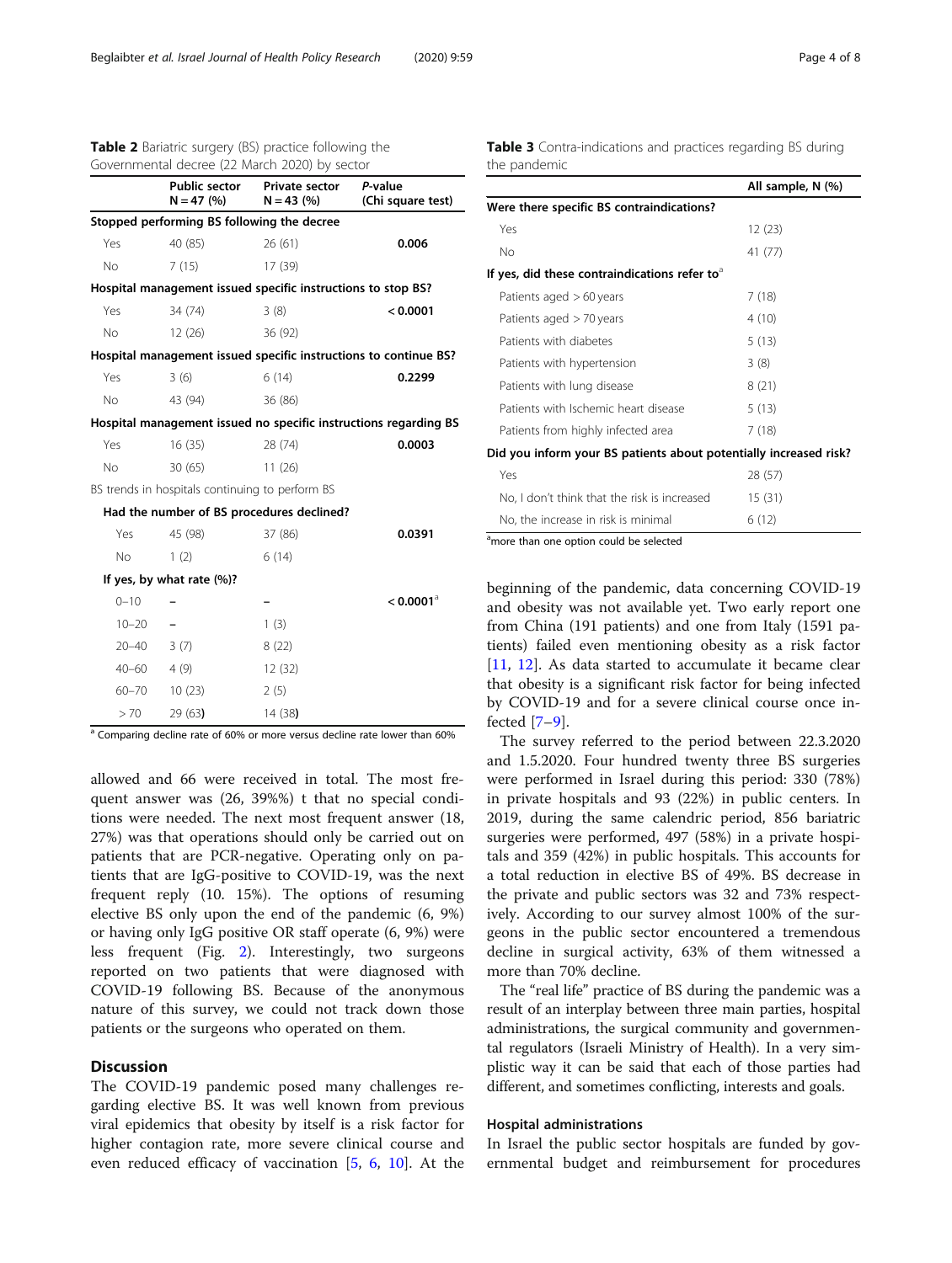**Table 2** Bariatric surgery (BS) practice following the Governmental decree (22 March 2020) by sector

| | Public sector N = 47 (%) | Private sector N = 43 (%) | P-value (Chi square test) |
|---|---|---|---|
| **Stopped performing BS following the decree** | | | |
| Yes | 40 (85) | 26 (61) | **0.006** |
| No | 7 (15) | 17 (39) | |
| **Hospital management issued specific instructions to stop BS?** | | | |
| Yes | 34 (74) | 3 (8) | **< 0.0001** |
| No | 12 (26) | 36 (92) | |
| **Hospital management issued specific instructions to continue BS?** | | | |
| Yes | 3 (6) | 6 (14) | **0.2299** |
| No | 43 (94) | 36 (86) | |
| **Hospital management issued no specific instructions regarding BS** | | | |
| Yes | 16 (35) | 28 (74) | **0.0003** |
| No | 30 (65) | 11 (26) | |
| BS trends in hospitals continuing to perform BS | | | |
| **Had the number of BS procedures declined?** | | | |
| Yes | 45 (98) | 37 (86) | **0.0391** |
| No | 1 (2) | 6 (14) | |
| **If yes, by what rate (%)?** | | | |
| 0–10 | – | – | **< 0.0001**[a] |
| 10–20 | – | 1 (3) | |
| 20–40 | 3 (7) | 8 (22) | |
| 40–60 | 4 (9) | 12 (32) | |
| 60–70 | 10 (23) | 2 (5) | |
| > 70 | 29 (63) | 14 (38) | |

[a] Comparing decline rate of 60% or more versus decline rate lower than 60%

allowed and 66 were received in total. The most frequent answer was (26, 39%%) t that no special conditions were needed. The next most frequent answer (18, 27%) was that operations should only be carried out on patients that are PCR-negative. Operating only on patients that are IgG-positive to COVID-19, was the next frequent reply (10. 15%). The options of resuming elective BS only upon the end of the pandemic (6, 9%) or having only IgG positive OR staff operate (6, 9%) were less frequent (Fig. 2). Interestingly, two surgeons reported on two patients that were diagnosed with COVID-19 following BS. Because of the anonymous nature of this survey, we could not track down those patients or the surgeons who operated on them.

## Discussion

The COVID-19 pandemic posed many challenges regarding elective BS. It was well known from previous viral epidemics that obesity by itself is a risk factor for higher contagion rate, more severe clinical course and even reduced efficacy of vaccination [5, 6, 10]. At the beginning of the pandemic, data concerning COVID-19 and obesity was not available yet. Two early report one from China (191 patients) and one from Italy (1591 patients) failed even mentioning obesity as a risk factor [11, 12]. As data started to accumulate it became clear that obesity is a significant risk factor for being infected by COVID-19 and for a severe clinical course once infected [7–9].

**Table 3** Contra-indications and practices regarding BS during the pandemic

| | All sample, N (%) |
|---|---|
| **Were there specific BS contraindications?** | |
| Yes | 12 (23) |
| No | 41 (77) |
| **If yes, did these contraindications refer to**[a] | |
| Patients aged > 60 years | 7 (18) |
| Patients aged > 70 years | 4 (10) |
| Patients with diabetes | 5 (13) |
| Patients with hypertension | 3 (8) |
| Patients with lung disease | 8 (21) |
| Patients with Ischemic heart disease | 5 (13) |
| Patients from highly infected area | 7 (18) |
| **Did you inform your BS patients about potentially increased risk?** | |
| Yes | 28 (57) |
| No, I don't think that the risk is increased | 15 (31) |
| No, the increase in risk is minimal | 6 (12) |

[a] more than one option could be selected

The survey referred to the period between 22.3.2020 and 1.5.2020. Four hundred twenty three BS surgeries were performed in Israel during this period: 330 (78%) in private hospitals and 93 (22%) in public centers. In 2019, during the same calendric period, 856 bariatric surgeries were performed, 497 (58%) in a private hospitals and 359 (42%) in public hospitals. This accounts for a total reduction in elective BS of 49%. BS decrease in the private and public sectors was 32 and 73% respectively. According to our survey almost 100% of the surgeons in the public sector encountered a tremendous decline in surgical activity, 63% of them witnessed a more than 70% decline.

The "real life" practice of BS during the pandemic was a result of an interplay between three main parties, hospital administrations, the surgical community and governmental regulators (Israeli Ministry of Health). In a very simplistic way it can be said that each of those parties had different, and sometimes conflicting, interests and goals.

### Hospital administrations

In Israel the public sector hospitals are funded by governmental budget and reimbursement for procedures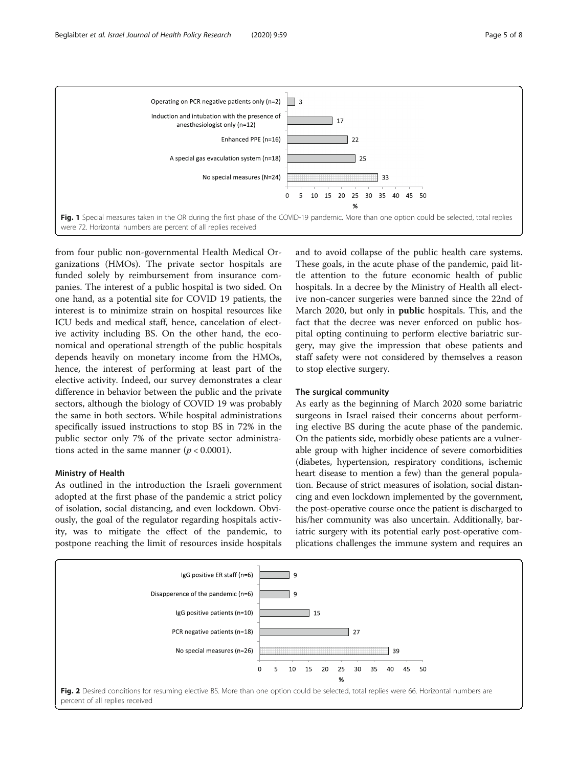Fig. 1 Special measures taken in the OR during the first phase of the COVID-19 pandemic. More than one option could be selected, total replies were 72. Horizontal numbers are percent of all replies received

from four public non-governmental Health Medical Organizations (HMOs). The private sector hospitals are funded solely by reimbursement from insurance companies. The interest of a public hospital is two sided. On one hand, as a potential site for COVID 19 patients, the interest is to minimize strain on hospital resources like ICU beds and medical staff, hence, cancelation of elective activity including BS. On the other hand, the economical and operational strength of the public hospitals depends heavily on monetary income from the HMOs, hence, the interest of performing at least part of the elective activity. Indeed, our survey demonstrates a clear difference in behavior between the public and the private sectors, although the biology of COVID 19 was probably the same in both sectors. While hospital administrations specifically issued instructions to stop BS in 72% in the public sector only 7% of the private sector administrations acted in the same manner ($p < 0.0001$).

### Ministry of Health

As outlined in the introduction the Israeli government adopted at the first phase of the pandemic a strict policy of isolation, social distancing, and even lockdown. Obviously, the goal of the regulator regarding hospitals activity, was to mitigate the effect of the pandemic, to postpone reaching the limit of resources inside hospitals and to avoid collapse of the public health care systems. These goals, in the acute phase of the pandemic, paid little attention to the future economic health of public hospitals. In a decree by the Ministry of Health all elective non-cancer surgeries were banned since the 22nd of March 2020, but only in **public** hospitals. This, and the fact that the decree was never enforced on public hospital opting continuing to perform elective bariatric surgery, may give the impression that obese patients and staff safety were not considered by themselves a reason to stop elective surgery.

### The surgical community

As early as the beginning of March 2020 some bariatric surgeons in Israel raised their concerns about performing elective BS during the acute phase of the pandemic. On the patients side, morbidly obese patients are a vulnerable group with higher incidence of severe comorbidities (diabetes, hypertension, respiratory conditions, ischemic heart disease to mention a few) than the general population. Because of strict measures of isolation, social distancing and even lockdown implemented by the government, the post-operative course once the patient is discharged to his/her community was also uncertain. Additionally, bariatric surgery with its potential early post-operative complications challenges the immune system and requires an

Fig. 2 Desired conditions for resuming elective BS. More than one option could be selected, total replies were 66. Horizontal numbers are percent of all replies received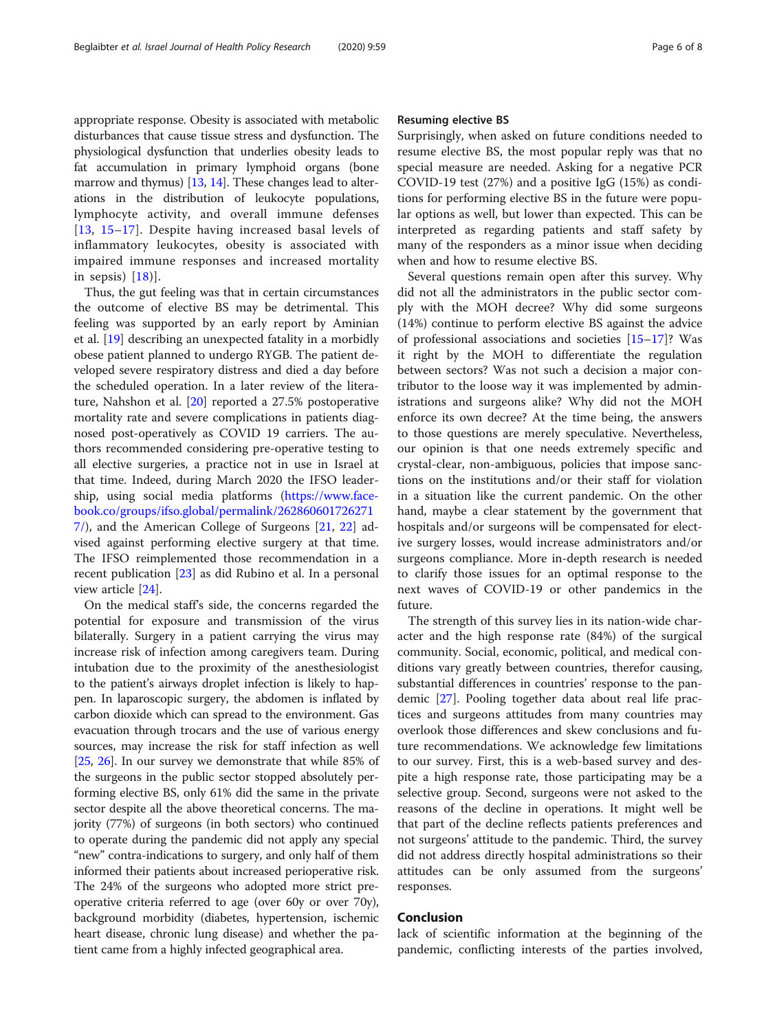appropriate response. Obesity is associated with metabolic disturbances that cause tissue stress and dysfunction. The physiological dysfunction that underlies obesity leads to fat accumulation in primary lymphoid organs (bone marrow and thymus) [13, 14]. These changes lead to alterations in the distribution of leukocyte populations, lymphocyte activity, and overall immune defenses [13, 15–17]. Despite having increased basal levels of inflammatory leukocytes, obesity is associated with impaired immune responses and increased mortality in sepsis) [18])].

Thus, the gut feeling was that in certain circumstances the outcome of elective BS may be detrimental. This feeling was supported by an early report by Aminian et al. [19] describing an unexpected fatality in a morbidly obese patient planned to undergo RYGB. The patient developed severe respiratory distress and died a day before the scheduled operation. In a later review of the literature, Nahshon et al. [20] reported a 27.5% postoperative mortality rate and severe complications in patients diagnosed post-operatively as COVID 19 carriers. The authors recommended considering pre-operative testing to all elective surgeries, a practice not in use in Israel at that time. Indeed, during March 2020 the IFSO leadership, using social media platforms (https://www.facebook.co/groups/ifso.global/permalink/2628606017262717/), and the American College of Surgeons [21, 22] advised against performing elective surgery at that time. The IFSO reimplemented those recommendation in a recent publication [23] as did Rubino et al. In a personal view article [24].

On the medical staff's side, the concerns regarded the potential for exposure and transmission of the virus bilaterally. Surgery in a patient carrying the virus may increase risk of infection among caregivers team. During intubation due to the proximity of the anesthesiologist to the patient's airways droplet infection is likely to happen. In laparoscopic surgery, the abdomen is inflated by carbon dioxide which can spread to the environment. Gas evacuation through trocars and the use of various energy sources, may increase the risk for staff infection as well [25, 26]. In our survey we demonstrate that while 85% of the surgeons in the public sector stopped absolutely performing elective BS, only 61% did the same in the private sector despite all the above theoretical concerns. The majority (77%) of surgeons (in both sectors) who continued to operate during the pandemic did not apply any special "new" contra-indications to surgery, and only half of them informed their patients about increased perioperative risk. The 24% of the surgeons who adopted more strict preoperative criteria referred to age (over 60y or over 70y), background morbidity (diabetes, hypertension, ischemic heart disease, chronic lung disease) and whether the patient came from a highly infected geographical area.

### Resuming elective BS

Surprisingly, when asked on future conditions needed to resume elective BS, the most popular reply was that no special measure are needed. Asking for a negative PCR COVID-19 test (27%) and a positive IgG (15%) as conditions for performing elective BS in the future were popular options as well, but lower than expected. This can be interpreted as regarding patients and staff safety by many of the responders as a minor issue when deciding when and how to resume elective BS.

Several questions remain open after this survey. Why did not all the administrators in the public sector comply with the MOH decree? Why did some surgeons (14%) continue to perform elective BS against the advice of professional associations and societies [15–17]? Was it right by the MOH to differentiate the regulation between sectors? Was not such a decision a major contributor to the loose way it was implemented by administrations and surgeons alike? Why did not the MOH enforce its own decree? At the time being, the answers to those questions are merely speculative. Nevertheless, our opinion is that one needs extremely specific and crystal-clear, non-ambiguous, policies that impose sanctions on the institutions and/or their staff for violation in a situation like the current pandemic. On the other hand, maybe a clear statement by the government that hospitals and/or surgeons will be compensated for elective surgery losses, would increase administrators and/or surgeons compliance. More in-depth research is needed to clarify those issues for an optimal response to the next waves of COVID-19 or other pandemics in the future.

The strength of this survey lies in its nation-wide character and the high response rate (84%) of the surgical community. Social, economic, political, and medical conditions vary greatly between countries, therefor causing, substantial differences in countries' response to the pandemic [27]. Pooling together data about real life practices and surgeons attitudes from many countries may overlook those differences and skew conclusions and future recommendations. We acknowledge few limitations to our survey. First, this is a web-based survey and despite a high response rate, those participating may be a selective group. Second, surgeons were not asked to the reasons of the decline in operations. It might well be that part of the decline reflects patients preferences and not surgeons' attitude to the pandemic. Third, the survey did not address directly hospital administrations so their attitudes can be only assumed from the surgeons' responses.

## Conclusion

lack of scientific information at the beginning of the pandemic, conflicting interests of the parties involved,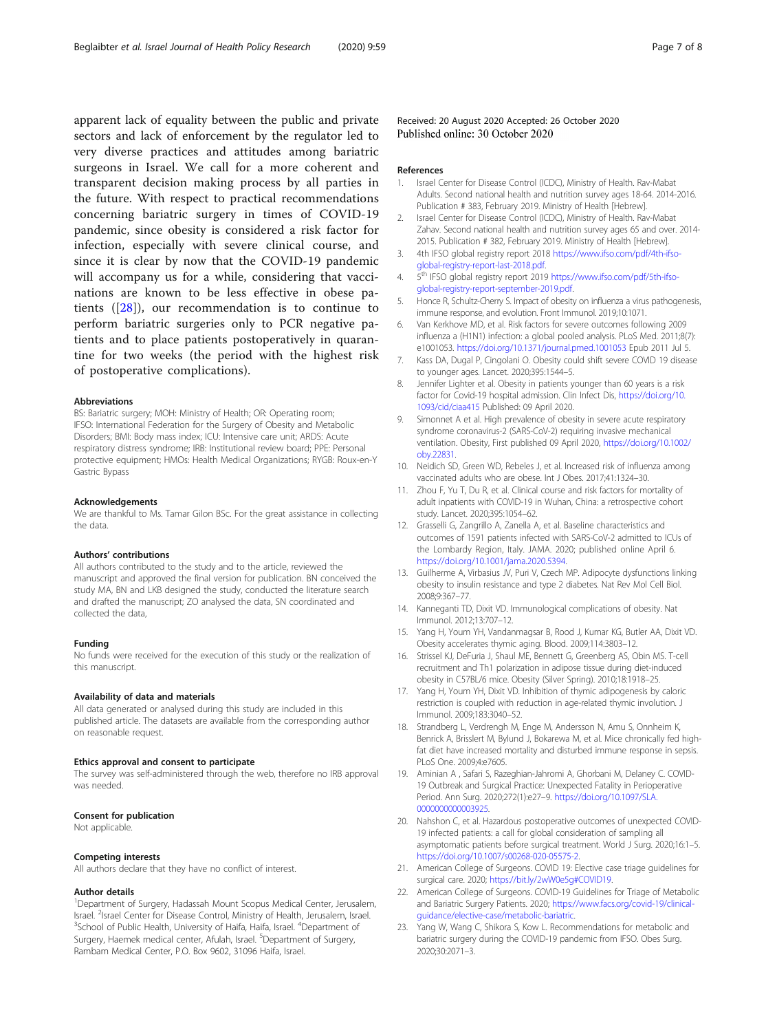apparent lack of equality between the public and private sectors and lack of enforcement by the regulator led to very diverse practices and attitudes among bariatric surgeons in Israel. We call for a more coherent and transparent decision making process by all parties in the future. With respect to practical recommendations concerning bariatric surgery in times of COVID-19 pandemic, since obesity is considered a risk factor for infection, especially with severe clinical course, and since it is clear by now that the COVID-19 pandemic will accompany us for a while, considering that vaccinations are known to be less effective in obese patients ([28]), our recommendation is to continue to perform bariatric surgeries only to PCR negative patients and to place patients postoperatively in quarantine for two weeks (the period with the highest risk of postoperative complications).

### Abbreviations

BS: Bariatric surgery; MOH: Ministry of Health; OR: Operating room; IFSO: International Federation for the Surgery of Obesity and Metabolic Disorders; BMI: Body mass index; ICU: Intensive care unit; ARDS: Acute respiratory distress syndrome; IRB: Institutional review board; PPE: Personal protective equipment; HMOs: Health Medical Organizations; RYGB: Roux-en-Y Gastric Bypass

### Acknowledgements

We are thankful to Ms. Tamar Gilon BSc. For the great assistance in collecting the data.

### Authors' contributions

All authors contributed to the study and to the article, reviewed the manuscript and approved the final version for publication. BN conceived the study MA, BN and LKB designed the study, conducted the literature search and drafted the manuscript; ZO analysed the data, SN coordinated and collected the data,

### Funding

No funds were received for the execution of this study or the realization of this manuscript.

### Availability of data and materials

All data generated or analysed during this study are included in this published article. The datasets are available from the corresponding author on reasonable request.

### Ethics approval and consent to participate

The survey was self-administered through the web, therefore no IRB approval was needed.

### Consent for publication

Not applicable.

### Competing interests

All authors declare that they have no conflict of interest.

### Author details

[1]Department of Surgery, Hadassah Mount Scopus Medical Center, Jerusalem, Israel. [2]Israel Center for Disease Control, Ministry of Health, Jerusalem, Israel. [3]School of Public Health, University of Haifa, Haifa, Israel. [4]Department of Surgery, Haemek medical center, Afulah, Israel. [5]Department of Surgery, Rambam Medical Center, P.O. Box 9602, 31096 Haifa, Israel.

Received: 20 August 2020 Accepted: 26 October 2020
Published online: 30 October 2020

### References

1. Israel Center for Disease Control (ICDC), Ministry of Health. Rav-Mabat Adults. Second national health and nutrition survey ages 18-64. 2014-2016. Publication # 383, February 2019. Ministry of Health [Hebrew].
2. Israel Center for Disease Control (ICDC), Ministry of Health. Rav-Mabat Zahav. Second national health and nutrition survey ages 65 and over. 2014-2015. Publication # 382, February 2019. Ministry of Health [Hebrew].
3. 4th IFSO global registry report 2018 https://www.ifso.com/pdf/4th-ifso-global-registry-report-last-2018.pdf.
4. 5th IFSO global registry report 2019 https://www.ifso.com/pdf/5th-ifso-global-registry-report-september-2019.pdf.
5. Honce R, Schultz-Cherry S. Impact of obesity on influenza a virus pathogenesis, immune response, and evolution. Front Immunol. 2019;10:1071.
6. Van Kerkhove MD, et al. Risk factors for severe outcomes following 2009 influenza a (H1N1) infection: a global pooled analysis. PLoS Med. 2011;8(7): e1001053. https://doi.org/10.1371/journal.pmed.1001053 Epub 2011 Jul 5.
7. Kass DA, Dugal P, Cingolani O. Obesity could shift severe COVID 19 disease to younger ages. Lancet. 2020;395:1544–5.
8. Jennifer Lighter et al. Obesity in patients younger than 60 years is a risk factor for Covid-19 hospital admission. Clin Infect Dis, https://doi.org/10.1093/cid/ciaa415 Published: 09 April 2020.
9. Simonnet A et al. High prevalence of obesity in severe acute respiratory syndrome coronavirus-2 (SARS-CoV-2) requiring invasive mechanical ventilation. Obesity, First published 09 April 2020, https://doi.org/10.1002/oby.22831.
10. Neidich SD, Green WD, Rebeles J, et al. Increased risk of influenza among vaccinated adults who are obese. Int J Obes. 2017;41:1324–30.
11. Zhou F, Yu T, Du R, et al. Clinical course and risk factors for mortality of adult inpatients with COVID-19 in Wuhan, China: a retrospective cohort study. Lancet. 2020;395:1054–62.
12. Grasselli G, Zangrillo A, Zanella A, et al. Baseline characteristics and outcomes of 1591 patients infected with SARS-CoV-2 admitted to ICUs of the Lombardy Region, Italy. JAMA. 2020; published online April 6. https://doi.org/10.1001/jama.2020.5394.
13. Guilherme A, Virbasius JV, Puri V, Czech MP. Adipocyte dysfunctions linking obesity to insulin resistance and type 2 diabetes. Nat Rev Mol Cell Biol. 2008;9:367–77.
14. Kanneganti TD, Dixit VD. Immunological complications of obesity. Nat Immunol. 2012;13:707–12.
15. Yang H, Youm YH, Vandanmagsar B, Rood J, Kumar KG, Butler AA, Dixit VD. Obesity accelerates thymic aging. Blood. 2009;114:3803–12.
16. Strissel KJ, DeFuria J, Shaul ME, Bennett G, Greenberg AS, Obin MS. T-cell recruitment and Th1 polarization in adipose tissue during diet-induced obesity in C57BL/6 mice. Obesity (Silver Spring). 2010;18:1918–25.
17. Yang H, Youm YH, Dixit VD. Inhibition of thymic adipogenesis by caloric restriction is coupled with reduction in age-related thymic involution. J Immunol. 2009;183:3040–52.
18. Strandberg L, Verdrengh M, Enge M, Andersson N, Amu S, Onnheim K, Benrick A, Brisslert M, Bylund J, Bokarewa M, et al. Mice chronically fed high-fat diet have increased mortality and disturbed immune response in sepsis. PLoS One. 2009;4:e7605.
19. Aminian A , Safari S, Razeghian-Jahromi A, Ghorbani M, Delaney C. COVID-19 Outbreak and Surgical Practice: Unexpected Fatality in Perioperative Period. Ann Surg. 2020;272(1):e27–9. https://doi.org/10.1097/SLA.0000000000003925.
20. Nahshon C, et al. Hazardous postoperative outcomes of unexpected COVID-19 infected patients: a call for global consideration of sampling all asymptomatic patients before surgical treatment. World J Surg. 2020;16:1–5. https://doi.org/10.1007/s00268-020-05575-2.
21. American College of Surgeons. COVID 19: Elective case triage guidelines for surgical care. 2020; https://bit.ly/2wW0e5g#COVID19.
22. American College of Surgeons. COVID-19 Guidelines for Triage of Metabolic and Bariatric Surgery Patients. 2020; https://www.facs.org/covid-19/clinical-guidance/elective-case/metabolic-bariatric.
23. Yang W, Wang C, Shikora S, Kow L. Recommendations for metabolic and bariatric surgery during the COVID-19 pandemic from IFSO. Obes Surg. 2020;30:2071–3.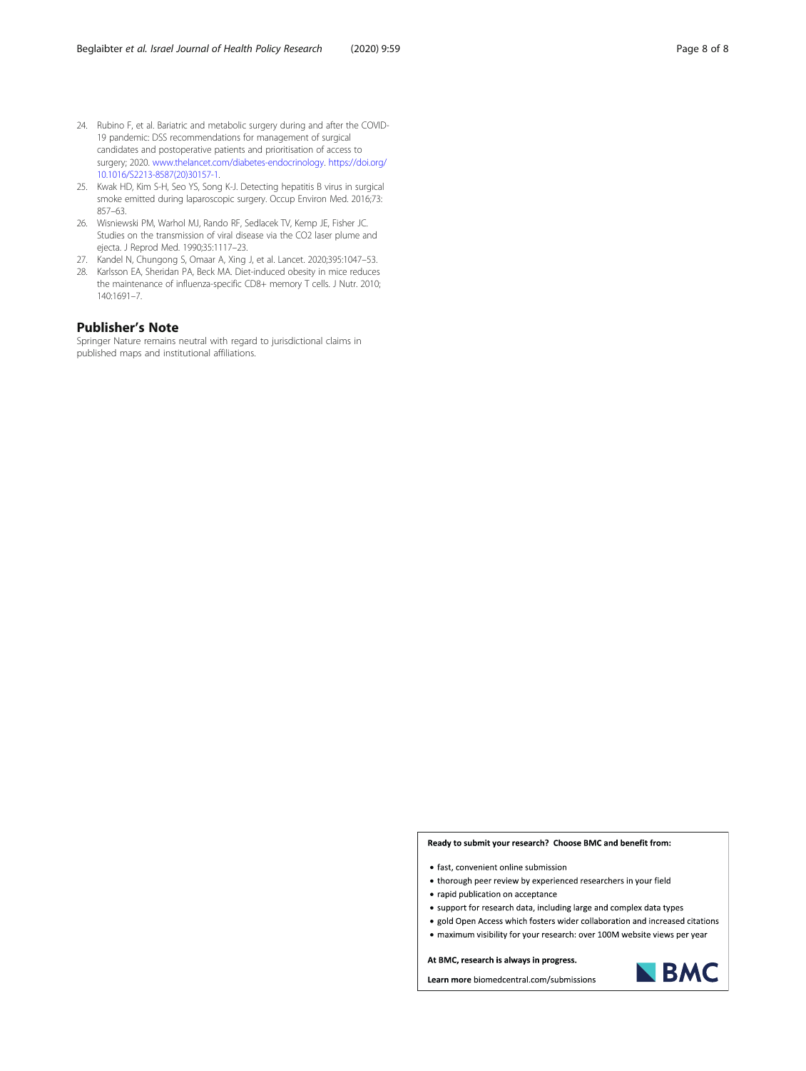24. Rubino F, et al. Bariatric and metabolic surgery during and after the COVID-19 pandemic: DSS recommendations for management of surgical candidates and postoperative patients and prioritisation of access to surgery; 2020. www.thelancet.com/diabetes-endocrinology. https://doi.org/10.1016/S2213-8587(20)30157-1.
25. Kwak HD, Kim S-H, Seo YS, Song K-J. Detecting hepatitis B virus in surgical smoke emitted during laparoscopic surgery. Occup Environ Med. 2016;73:857–63.
26. Wisniewski PM, Warhol MJ, Rando RF, Sedlacek TV, Kemp JE, Fisher JC. Studies on the transmission of viral disease via the CO2 laser plume and ejecta. J Reprod Med. 1990;35:1117–23.
27. Kandel N, Chungong S, Omaar A, Xing J, et al. Lancet. 2020;395:1047–53.
28. Karlsson EA, Sheridan PA, Beck MA. Diet-induced obesity in mice reduces the maintenance of influenza-specific CD8+ memory T cells. J Nutr. 2010;140:1691–7.

## Publisher's Note

Springer Nature remains neutral with regard to jurisdictional claims in published maps and institutional affiliations.

**Ready to submit your research? Choose BMC and benefit from:**

- fast, convenient online submission
- thorough peer review by experienced researchers in your field
- rapid publication on acceptance
- support for research data, including large and complex data types
- gold Open Access which fosters wider collaboration and increased citations
- maximum visibility for your research: over 100M website views per year

**At BMC, research is always in progress.**

**Learn more** biomedcentral.com/submissions

BMC